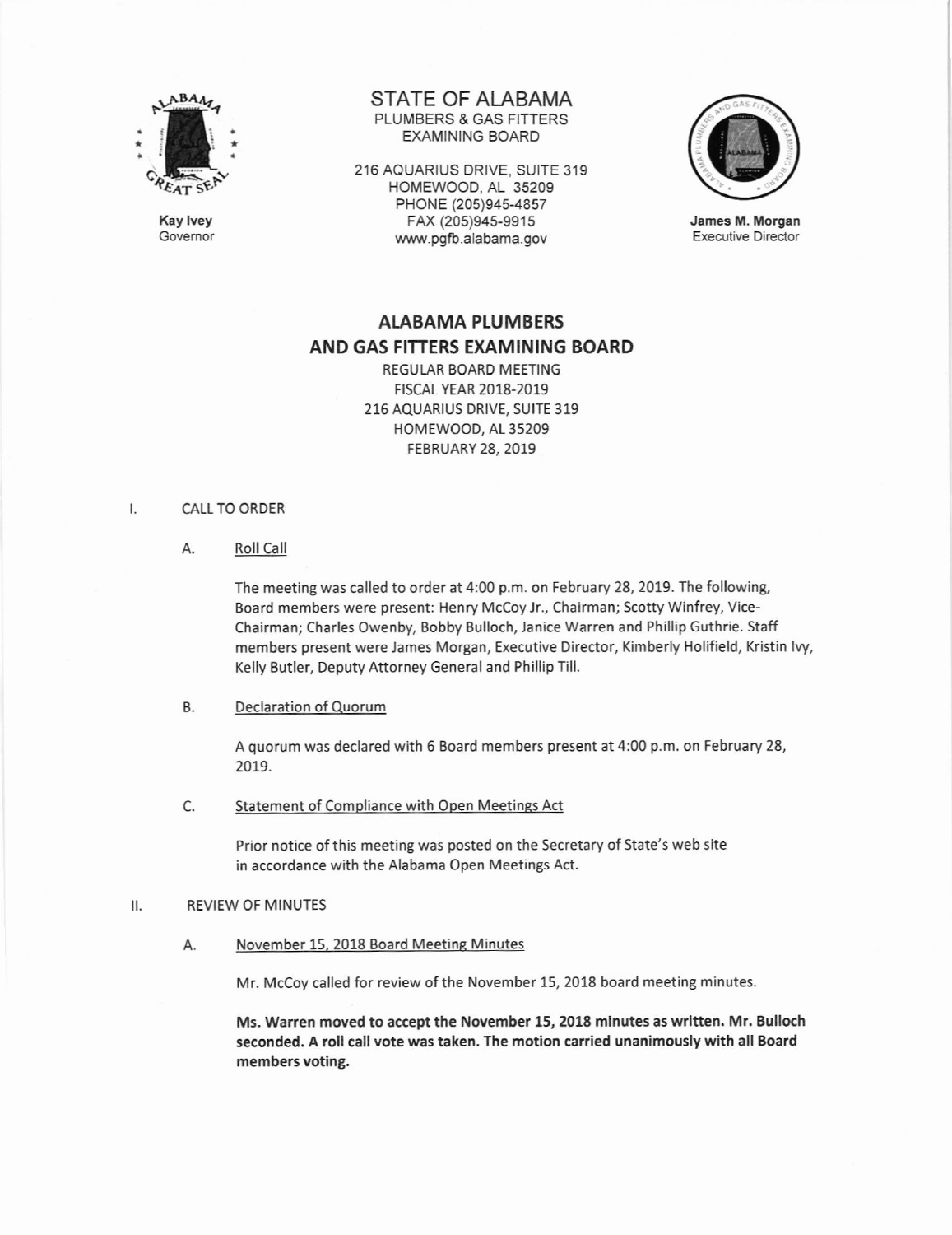Kay Ivey
Governor

STATE OF ALABAMA
PLUMBERS & GAS FITTERS
EXAMINING BOARD

216 AQUARIUS DRIVE, SUITE 319
HOMEWOOD, AL 35209
PHONE (205)945-4857
FAX (205)945-9915
www.pgfb.alabama.gov

James M. Morgan
Executive Director

# ALABAMA PLUMBERS AND GAS FITTERS EXAMINING BOARD

REGULAR BOARD MEETING
FISCAL YEAR 2018-2019
216 AQUARIUS DRIVE, SUITE 319
HOMEWOOD, AL 35209
FEBRUARY 28, 2019

I. CALL TO ORDER

A. Roll Call

The meeting was called to order at 4:00 p.m. on February 28, 2019. The following, Board members were present: Henry McCoy Jr., Chairman; Scotty Winfrey, Vice-Chairman; Charles Owenby, Bobby Bulloch, Janice Warren and Phillip Guthrie. Staff members present were James Morgan, Executive Director, Kimberly Holifield, Kristin Ivy, Kelly Butler, Deputy Attorney General and Phillip Till.

B. Declaration of Quorum

A quorum was declared with 6 Board members present at 4:00 p.m. on February 28, 2019.

C. Statement of Compliance with Open Meetings Act

Prior notice of this meeting was posted on the Secretary of State's web site in accordance with the Alabama Open Meetings Act.

II. REVIEW OF MINUTES

A. November 15, 2018 Board Meeting Minutes

Mr. McCoy called for review of the November 15, 2018 board meeting minutes.

**Ms. Warren moved to accept the November 15, 2018 minutes as written. Mr. Bulloch seconded. A roll call vote was taken. The motion carried unanimously with all Board members voting.**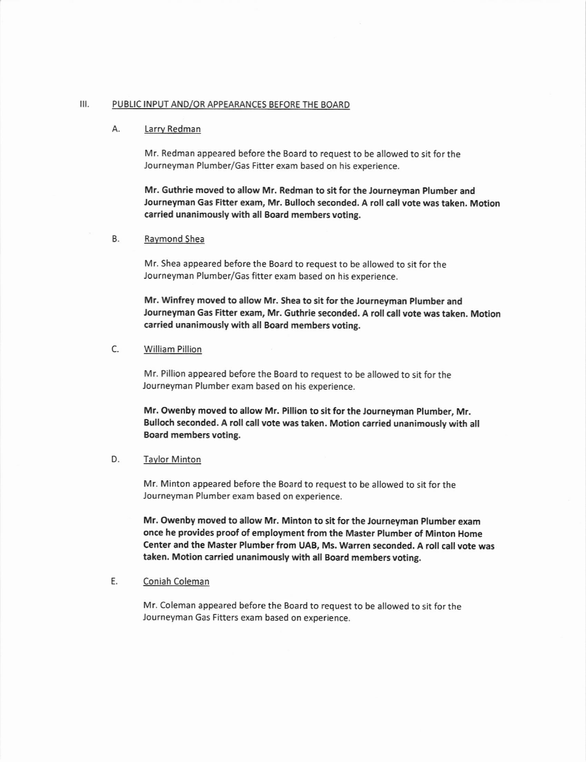## III. PUBLIC INPUT AND/OR APPEARANCES BEFORE THE BOARD

### A. Larry Redman

Mr. Redman appeared before the Board to request to be allowed to sit for the Journeyman Plumber/Gas Fitter exam based on his experience.

**Mr. Guthrie moved to allow Mr. Redman to sit for the Journeyman Plumber and Journeyman Gas Fitter exam, Mr. Bulloch seconded. A roll call vote was taken. Motion carried unanimously with all Board members voting.**

### B. Raymond Shea

Mr. Shea appeared before the Board to request to be allowed to sit for the Journeyman Plumber/Gas fitter exam based on his experience.

**Mr. Winfrey moved to allow Mr. Shea to sit for the Journeyman Plumber and Journeyman Gas Fitter exam, Mr. Guthrie seconded. A roll call vote was taken. Motion carried unanimously with all Board members voting.**

### C. William Pillion

Mr. Pillion appeared before the Board to request to be allowed to sit for the Journeyman Plumber exam based on his experience.

**Mr. Owenby moved to allow Mr. Pillion to sit for the Journeyman Plumber, Mr. Bulloch seconded. A roll call vote was taken. Motion carried unanimously with all Board members voting.**

### D. Taylor Minton

Mr. Minton appeared before the Board to request to be allowed to sit for the Journeyman Plumber exam based on experience.

**Mr. Owenby moved to allow Mr. Minton to sit for the Journeyman Plumber exam once he provides proof of employment from the Master Plumber of Minton Home Center and the Master Plumber from UAB, Ms. Warren seconded. A roll call vote was taken. Motion carried unanimously with all Board members voting.**

### E. Coniah Coleman

Mr. Coleman appeared before the Board to request to be allowed to sit for the Journeyman Gas Fitters exam based on experience.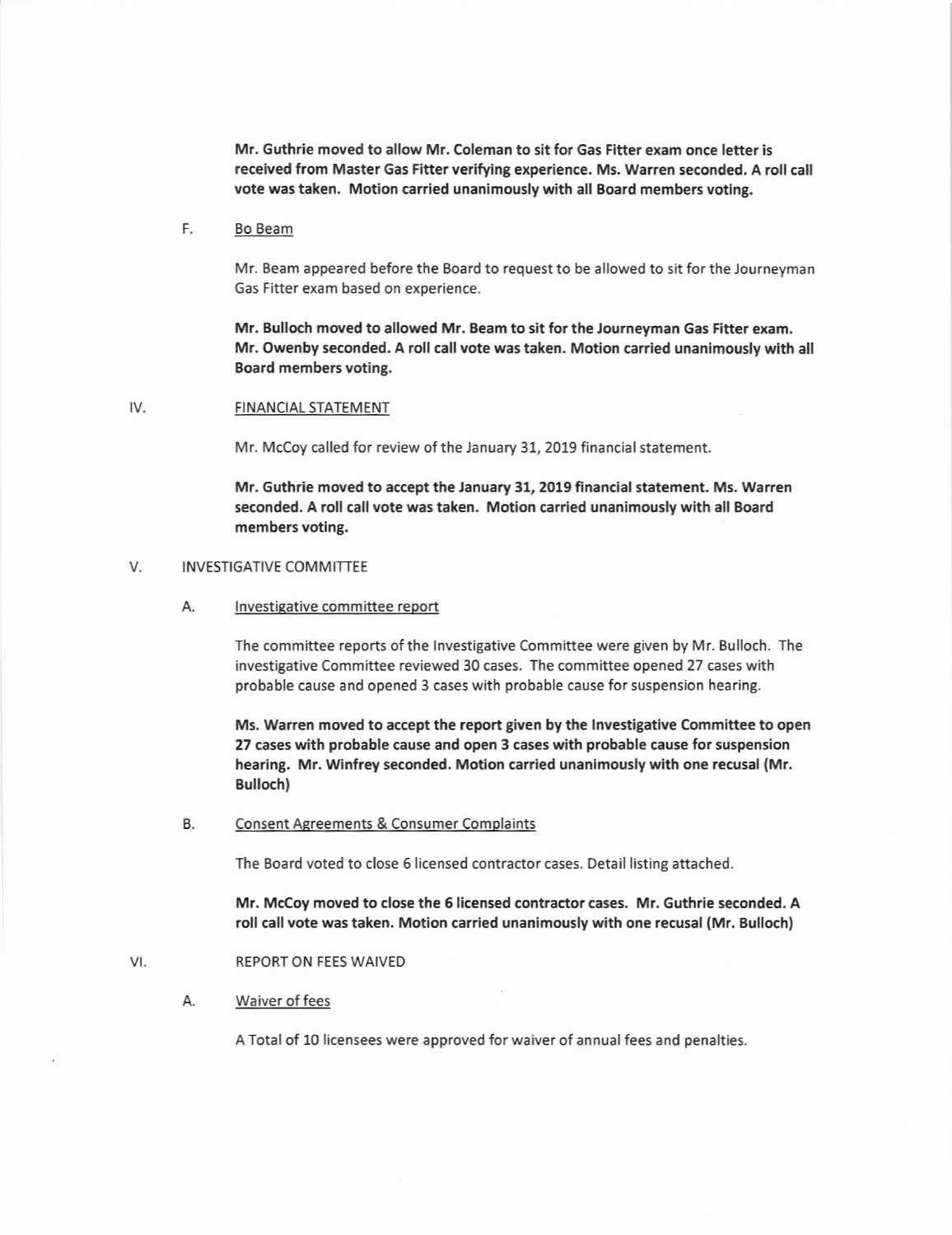**Mr. Guthrie moved to allow Mr. Coleman to sit for Gas Fitter exam once letter is received from Master Gas Fitter verifying experience. Ms. Warren seconded. A roll call vote was taken. Motion carried unanimously with all Board members voting.**

F. Bo Beam

Mr. Beam appeared before the Board to request to be allowed to sit for the Journeyman Gas Fitter exam based on experience.

**Mr. Bulloch moved to allowed Mr. Beam to sit for the Journeyman Gas Fitter exam. Mr. Owenby seconded. A roll call vote was taken. Motion carried unanimously with all Board members voting.**

## IV. FINANCIAL STATEMENT

Mr. McCoy called for review of the January 31, 2019 financial statement.

**Mr. Guthrie moved to accept the January 31, 2019 financial statement. Ms. Warren seconded. A roll call vote was taken. Motion carried unanimously with all Board members voting.**

## V. INVESTIGATIVE COMMITTEE

A. Investigative committee report

The committee reports of the Investigative Committee were given by Mr. Bulloch. The investigative Committee reviewed 30 cases. The committee opened 27 cases with probable cause and opened 3 cases with probable cause for suspension hearing.

**Ms. Warren moved to accept the report given by the Investigative Committee to open 27 cases with probable cause and open 3 cases with probable cause for suspension hearing. Mr. Winfrey seconded. Motion carried unanimously with one recusal (Mr. Bulloch)**

B. Consent Agreements & Consumer Complaints

The Board voted to close 6 licensed contractor cases. Detail listing attached.

**Mr. McCoy moved to close the 6 licensed contractor cases. Mr. Guthrie seconded. A roll call vote was taken. Motion carried unanimously with one recusal (Mr. Bulloch)**

## VI. REPORT ON FEES WAIVED

A. Waiver of fees

A Total of 10 licensees were approved for waiver of annual fees and penalties.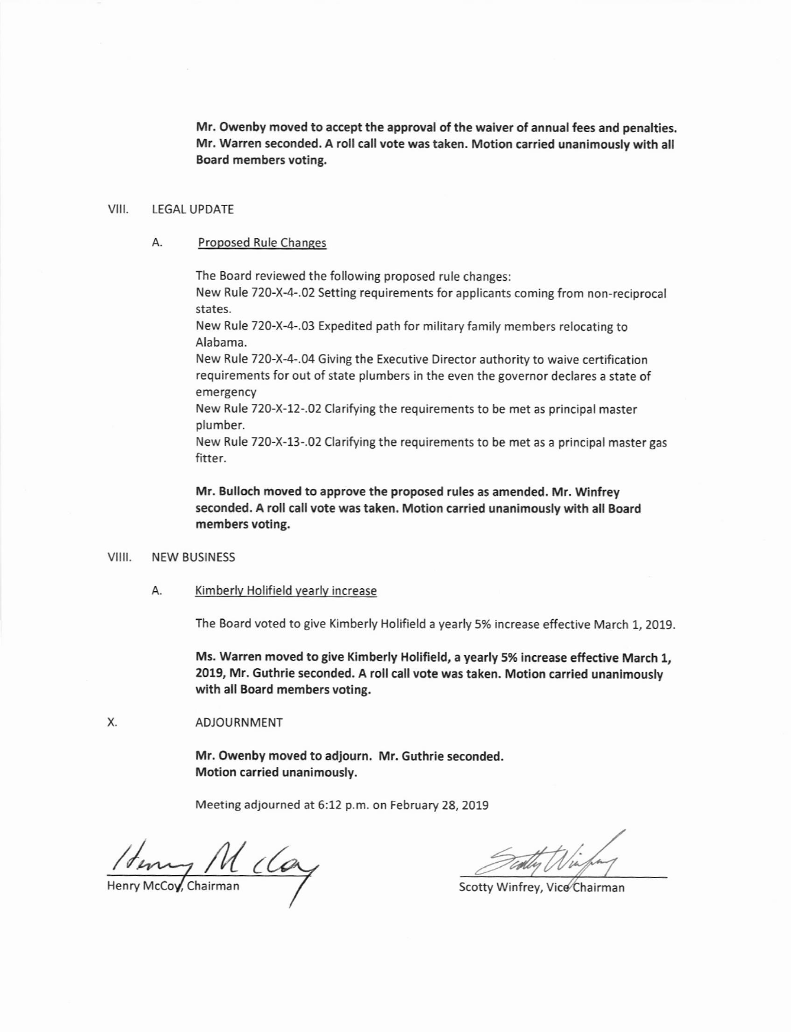**Mr. Owenby moved to accept the approval of the waiver of annual fees and penalties. Mr. Warren seconded. A roll call vote was taken. Motion carried unanimously with all Board members voting.**

## VIII. LEGAL UPDATE

### A. Proposed Rule Changes

The Board reviewed the following proposed rule changes:

New Rule 720-X-4-.02 Setting requirements for applicants coming from non-reciprocal states.

New Rule 720-X-4-.03 Expedited path for military family members relocating to Alabama.

New Rule 720-X-4-.04 Giving the Executive Director authority to waive certification requirements for out of state plumbers in the even the governor declares a state of emergency

New Rule 720-X-12-.02 Clarifying the requirements to be met as principal master plumber.

New Rule 720-X-13-.02 Clarifying the requirements to be met as a principal master gas fitter.

**Mr. Bulloch moved to approve the proposed rules as amended. Mr. Winfrey seconded. A roll call vote was taken. Motion carried unanimously with all Board members voting.**

## VIIII. NEW BUSINESS

### A. Kimberly Holifield yearly increase

The Board voted to give Kimberly Holifield a yearly 5% increase effective March 1, 2019.

**Ms. Warren moved to give Kimberly Holifield, a yearly 5% increase effective March 1, 2019, Mr. Guthrie seconded. A roll call vote was taken. Motion carried unanimously with all Board members voting.**

## X. ADJOURNMENT

**Mr. Owenby moved to adjourn. Mr. Guthrie seconded.**
**Motion carried unanimously.**

Meeting adjourned at 6:12 p.m. on February 28, 2019

Henry McCoy, Chairman

Scotty Winfrey, Vice Chairman